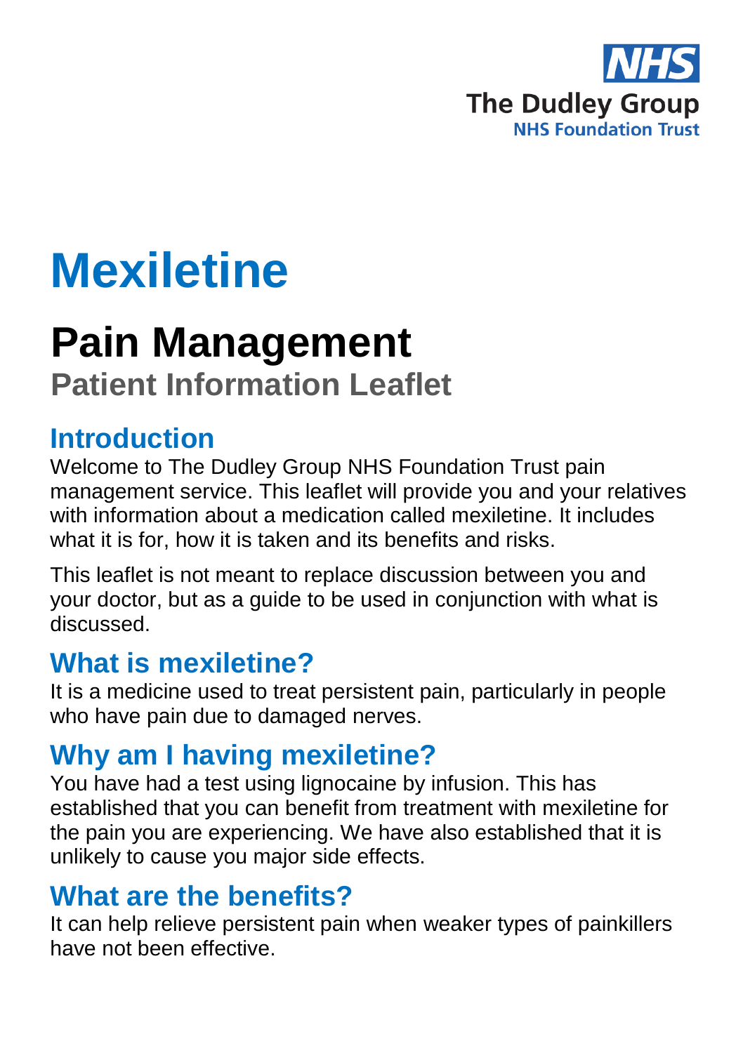NHS
The Dudley Group
NHS Foundation Trust

# Mexiletine

## Pain Management

### Patient Information Leaflet

## Introduction

Welcome to The Dudley Group NHS Foundation Trust pain management service. This leaflet will provide you and your relatives with information about a medication called mexiletine. It includes what it is for, how it is taken and its benefits and risks.

This leaflet is not meant to replace discussion between you and your doctor, but as a guide to be used in conjunction with what is discussed.

## What is mexiletine?

It is a medicine used to treat persistent pain, particularly in people who have pain due to damaged nerves.

## Why am I having mexiletine?

You have had a test using lignocaine by infusion. This has established that you can benefit from treatment with mexiletine for the pain you are experiencing. We have also established that it is unlikely to cause you major side effects.

## What are the benefits?

It can help relieve persistent pain when weaker types of painkillers have not been effective.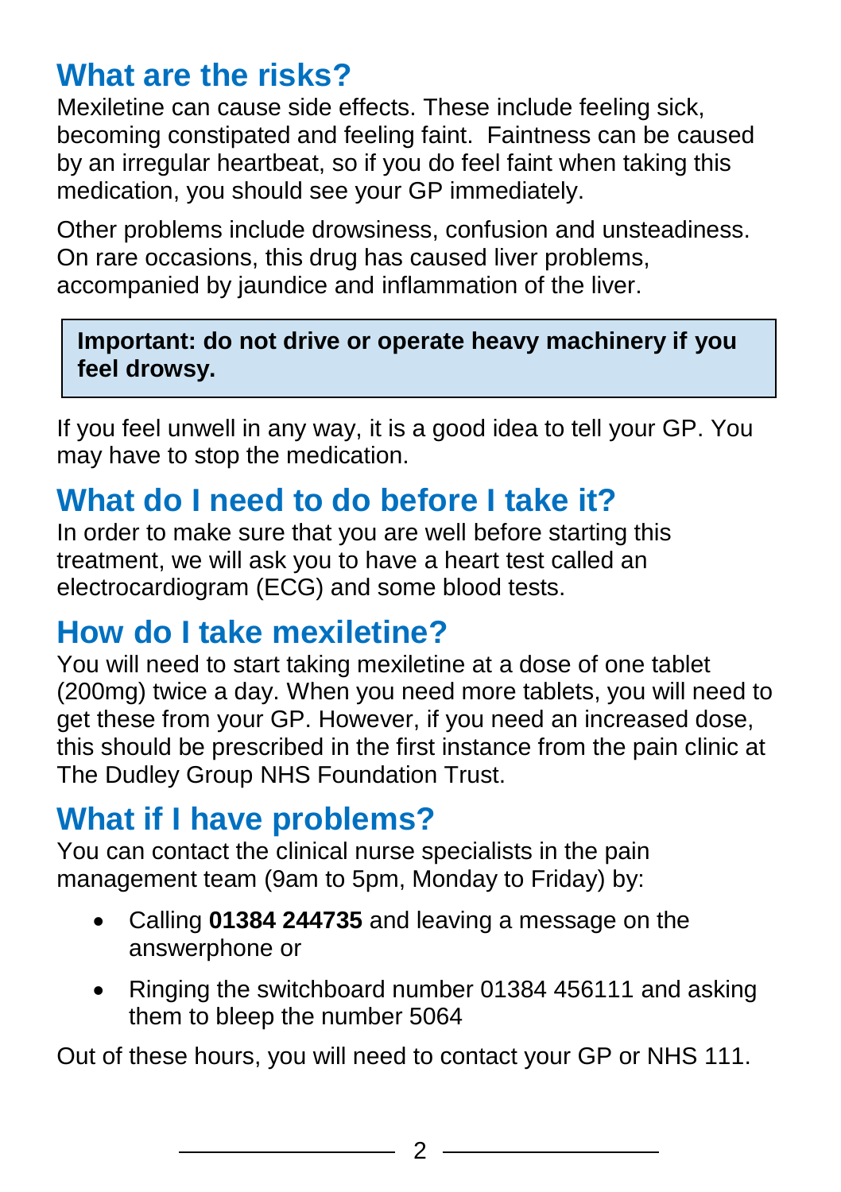## What are the risks?

Mexiletine can cause side effects. These include feeling sick, becoming constipated and feeling faint. Faintness can be caused by an irregular heartbeat, so if you do feel faint when taking this medication, you should see your GP immediately.

Other problems include drowsiness, confusion and unsteadiness. On rare occasions, this drug has caused liver problems, accompanied by jaundice and inflammation of the liver.

**Important: do not drive or operate heavy machinery if you feel drowsy.**

If you feel unwell in any way, it is a good idea to tell your GP. You may have to stop the medication.

## What do I need to do before I take it?

In order to make sure that you are well before starting this treatment, we will ask you to have a heart test called an electrocardiogram (ECG) and some blood tests.

## How do I take mexiletine?

You will need to start taking mexiletine at a dose of one tablet (200mg) twice a day. When you need more tablets, you will need to get these from your GP. However, if you need an increased dose, this should be prescribed in the first instance from the pain clinic at The Dudley Group NHS Foundation Trust.

## What if I have problems?

You can contact the clinical nurse specialists in the pain management team (9am to 5pm, Monday to Friday) by:

- Calling **01384 244735** and leaving a message on the answerphone or
- Ringing the switchboard number 01384 456111 and asking them to bleep the number 5064

Out of these hours, you will need to contact your GP or NHS 111.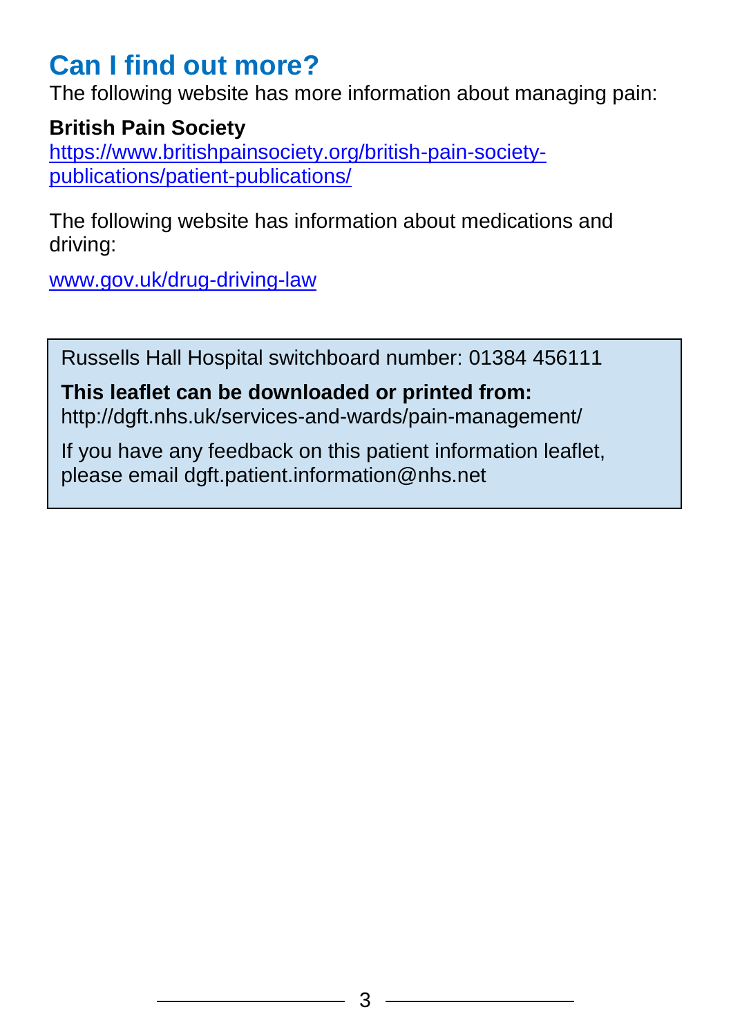## Can I find out more?

The following website has more information about managing pain:

**British Pain Society**
[https://www.britishpainsociety.org/british-pain-society-publications/patient-publications/](https://www.britishpainsociety.org/british-pain-society-publications/patient-publications/)

The following website has information about medications and driving:

[www.gov.uk/drug-driving-law](http://www.gov.uk/drug-driving-law)

Russells Hall Hospital switchboard number: 01384 456111

**This leaflet can be downloaded or printed from:**
http://dgft.nhs.uk/services-and-wards/pain-management/

If you have any feedback on this patient information leaflet, please email dgft.patient.information@nhs.net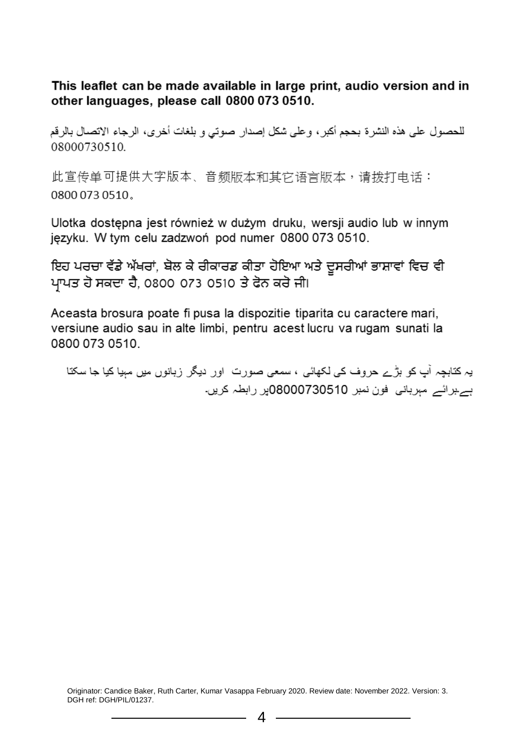**This leaflet can be made available in large print, audio version and in other languages, please call 0800 073 0510.**

للحصول على هذه النشرة بحجم أكبر، وعلى شكل إصدار صوتي و بلغات أخرى، الرجاء الاتصال بالرقم 08000730510.

此宣传单可提供大字版本、音频版本和其它语言版本，请拨打电话：0800 073 0510。

Ulotka dostępna jest również w dużym druku, wersji audio lub w innym języku. W tym celu zadzwoń pod numer 0800 073 0510.

ਇਹ ਪਰਚਾ ਵੱਡੇ ਅੱਖਰਾਂ, ਬੋਲ ਕੇ ਰੀਕਾਰਡ ਕੀਤਾ ਹੋਇਆ ਅਤੇ ਦੂਸਰੀਆਂ ਭਾਸ਼ਾਵਾਂ ਵਿਚ ਵੀ ਪ੍ਰਾਪਤ ਹੋ ਸਕਦਾ ਹੈ, 0800 073 0510 ਤੇ ਫੋਨ ਕਰੋ ਜੀ।

Aceasta brosura poate fi pusa la dispozitie tiparita cu caractere mari, versiune audio sau in alte limbi, pentru acest lucru va rugam sunati la 0800 073 0510.

یہ کتابچہ آپ کو بڑے حروف کی لکھائی ، سمعی صورت اور دیگر زبانوں میں مہیا کیا جا سکتا ہے۔برائے مہربانی فون نمبر 08000730510پر رابطہ کریں۔

Originator: Candice Baker, Ruth Carter, Kumar Vasappa February 2020. Review date: November 2022. Version: 3. DGH ref: DGH/PIL/01237.